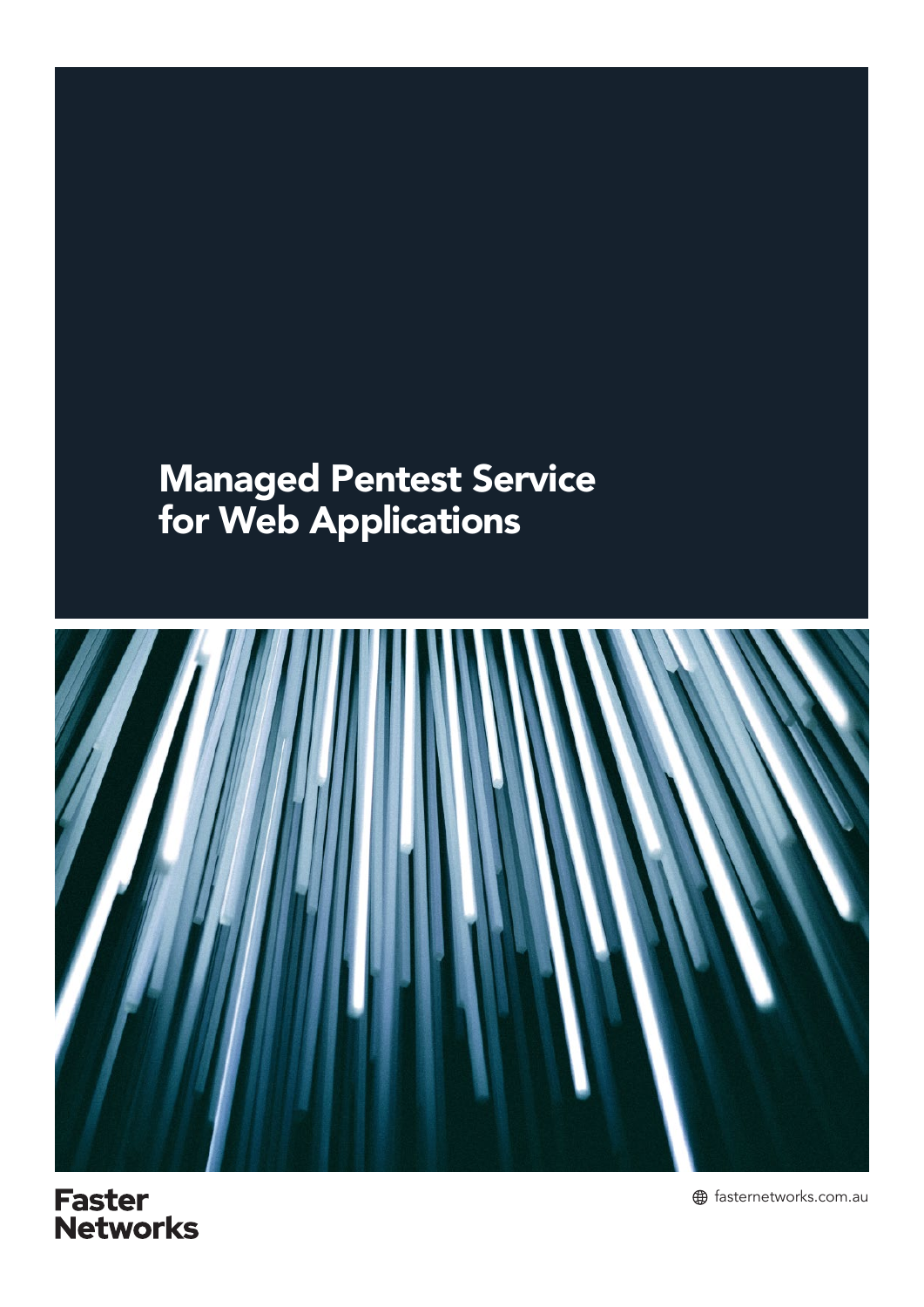# Managed Pentest Service for Web Applications

Faster Networks

fasternetworks.com.au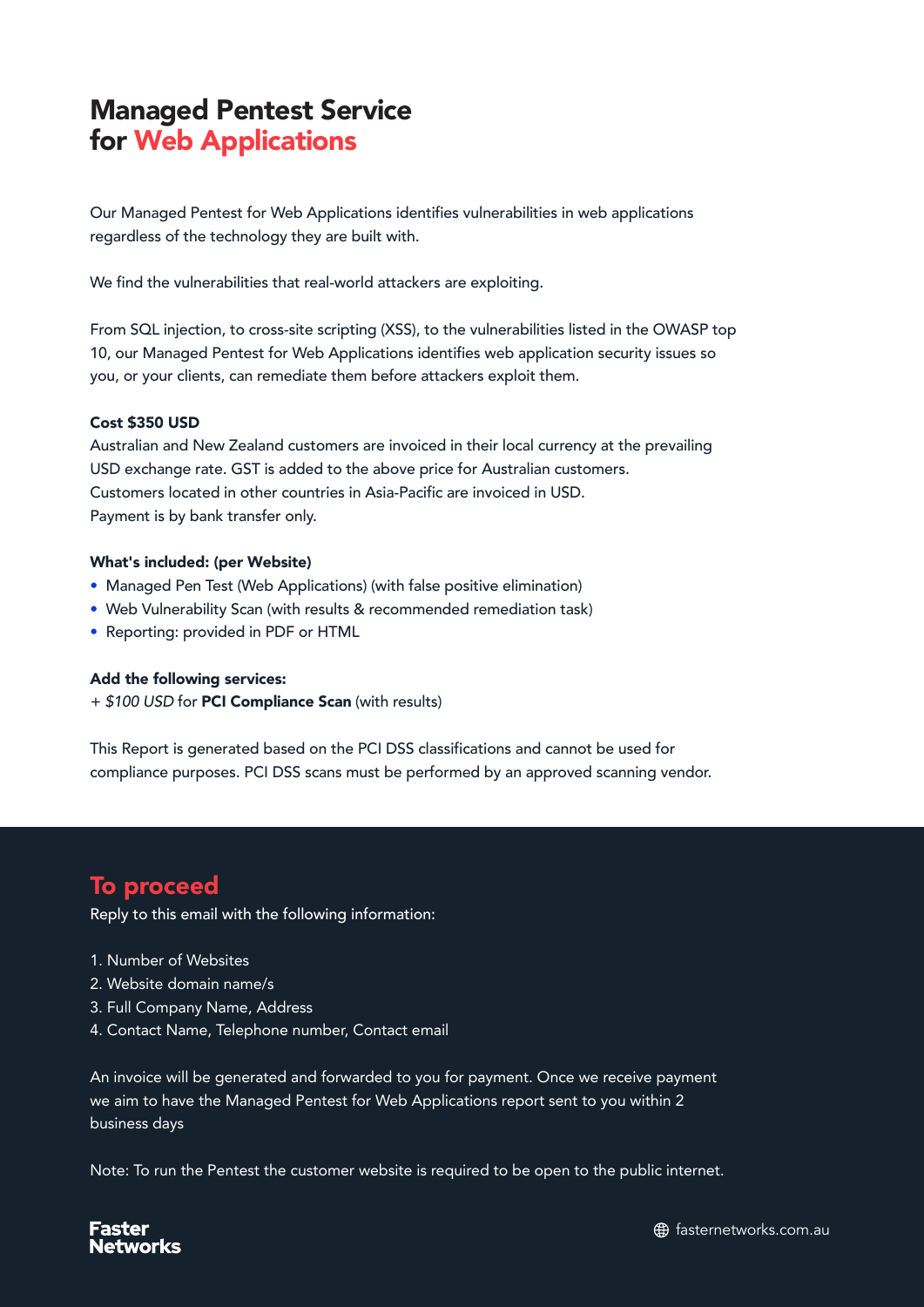# Managed Pentest Service for Web Applications

Our Managed Pentest for Web Applications identifies vulnerabilities in web applications regardless of the technology they are built with.

We find the vulnerabilities that real-world attackers are exploiting.

From SQL injection, to cross-site scripting (XSS), to the vulnerabilities listed in the OWASP top 10, our Managed Pentest for Web Applications identifies web application security issues so you, or your clients, can remediate them before attackers exploit them.

**Cost $350 USD**

Australian and New Zealand customers are invoiced in their local currency at the prevailing USD exchange rate. GST is added to the above price for Australian customers.
Customers located in other countries in Asia-Pacific are invoiced in USD.
Payment is by bank transfer only.

**What's included: (per Website)**

- Managed Pen Test (Web Applications) (with false positive elimination)
- Web Vulnerability Scan (with results & recommended remediation task)
- Reporting: provided in PDF or HTML

**Add the following services:**

+ *$100 USD* for **PCI Compliance Scan** (with results)

This Report is generated based on the PCI DSS classifications and cannot be used for compliance purposes. PCI DSS scans must be performed by an approved scanning vendor.

## To proceed

Reply to this email with the following information:

1. Number of Websites
2. Website domain name/s
3. Full Company Name, Address
4. Contact Name, Telephone number, Contact email

An invoice will be generated and forwarded to you for payment. Once we receive payment we aim to have the Managed Pentest for Web Applications report sent to you within 2 business days

Note: To run the Pentest the customer website is required to be open to the public internet.

Faster Networks

fasternetworks.com.au